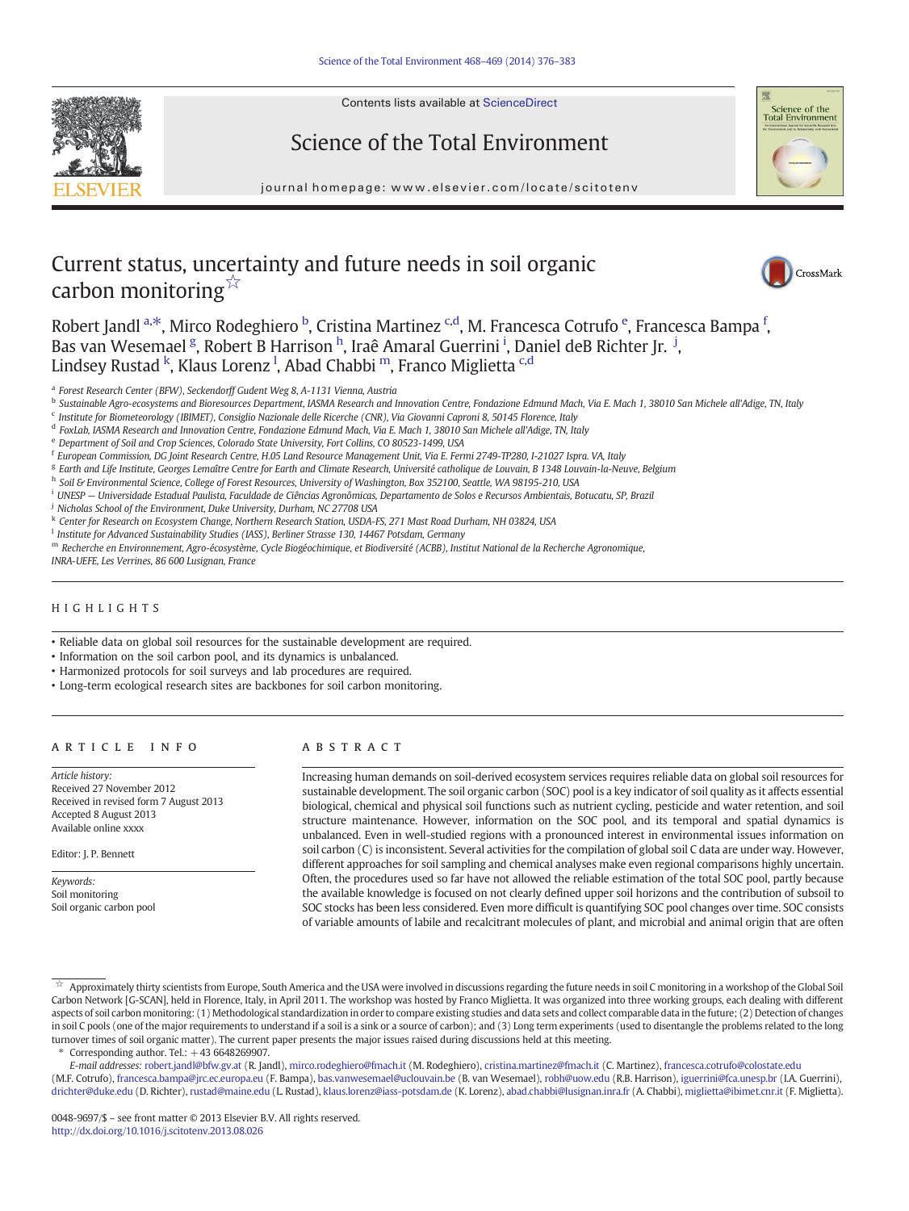# Current status, uncertainty and future needs in soil organic carbon monitoring☆

Robert Jandl [a,*], Mirco Rodeghiero [b], Cristina Martinez [c,d], M. Francesca Cotrufo [e], Francesca Bampa [f], Bas van Wesemael [g], Robert B Harrison [h], Iraê Amaral Guerrini [i], Daniel deB Richter Jr. [j], Lindsey Rustad [k], Klaus Lorenz [l], Abad Chabbi [m], Franco Miglietta [c,d]

[a] Forest Research Center (BFW), Seckendorff Gudent Weg 8, A-1131 Vienna, Austria
[b] Sustainable Agro-ecosystems and Bioresources Department, IASMA Research and Innovation Centre, Fondazione Edmund Mach, Via E. Mach 1, 38010 San Michele all'Adige, TN, Italy
[c] Institute for Biometeorology (IBIMET), Consiglio Nazionale delle Ricerche (CNR), Via Giovanni Caproni 8, 50145 Florence, Italy
[d] FoxLab, IASMA Research and Innovation Centre, Fondazione Edmund Mach, Via E. Mach 1, 38010 San Michele all'Adige, TN, Italy
[e] Department of Soil and Crop Sciences, Colorado State University, Fort Collins, CO 80523-1499, USA
[f] European Commission, DG Joint Research Centre, H.05 Land Resource Management Unit, Via E. Fermi 2749-TP280, I-21027 Ispra. VA, Italy
[g] Earth and Life Institute, Georges Lemaître Centre for Earth and Climate Research, Université catholique de Louvain, B 1348 Louvain-la-Neuve, Belgium
[h] Soil & Environmental Science, College of Forest Resources, University of Washington, Box 352100, Seattle, WA 98195-210, USA
[i] UNESP — Universidade Estadual Paulista, Faculdade de Ciências Agronômicas, Departamento de Solos e Recursos Ambientais, Botucatu, SP, Brazil
[j] Nicholas School of the Environment, Duke University, Durham, NC 27708 USA
[k] Center for Research on Ecosystem Change, Northern Research Station, USDA-FS, 271 Mast Road Durham, NH 03824, USA
[l] Institute for Advanced Sustainability Studies (IASS), Berliner Strasse 130, 14467 Potsdam, Germany
[m] Recherche en Environnement, Agro-écosystème, Cycle Biogéochimique, et Biodiversité (ACBB), Institut National de la Recherche Agronomique, INRA-UEFE, Les Verrines, 86 600 Lusignan, France

## HIGHLIGHTS

- Reliable data on global soil resources for the sustainable development are required.
- Information on the soil carbon pool, and its dynamics is unbalanced.
- Harmonized protocols for soil surveys and lab procedures are required.
- Long-term ecological research sites are backbones for soil carbon monitoring.

## ARTICLE INFO

*Article history:*
Received 27 November 2012
Received in revised form 7 August 2013
Accepted 8 August 2013
Available online xxxx

Editor: J. P. Bennett

*Keywords:*
Soil monitoring
Soil organic carbon pool

## ABSTRACT

Increasing human demands on soil-derived ecosystem services requires reliable data on global soil resources for sustainable development. The soil organic carbon (SOC) pool is a key indicator of soil quality as it affects essential biological, chemical and physical soil functions such as nutrient cycling, pesticide and water retention, and soil structure maintenance. However, information on the SOC pool, and its temporal and spatial dynamics is unbalanced. Even in well-studied regions with a pronounced interest in environmental issues information on soil carbon (C) is inconsistent. Several activities for the compilation of global soil C data are under way. However, different approaches for soil sampling and chemical analyses make even regional comparisons highly uncertain. Often, the procedures used so far have not allowed the reliable estimation of the total SOC pool, partly because the available knowledge is focused on not clearly defined upper soil horizons and the contribution of subsoil to SOC stocks has been less considered. Even more difficult is quantifying SOC pool changes over time. SOC consists of variable amounts of labile and recalcitrant molecules of plant, and microbial and animal origin that are often

---

☆ Approximately thirty scientists from Europe, South America and the USA were involved in discussions regarding the future needs in soil C monitoring in a workshop of the Global Soil Carbon Network [G-SCAN], held in Florence, Italy, in April 2011. The workshop was hosted by Franco Miglietta. It was organized into three working groups, each dealing with different aspects of soil carbon monitoring: (1) Methodological standardization in order to compare existing studies and data sets and collect comparable data in the future; (2) Detection of changes in soil C pools (one of the major requirements to understand if a soil is a sink or a source of carbon); and (3) Long term experiments (used to disentangle the problems related to the long turnover times of soil organic matter). The current paper presents the major issues raised during discussions held at this meeting.

\* Corresponding author. Tel.: +43 6648269907.
E-mail addresses: robert.jandl@bfw.gv.at (R. Jandl), mirco.rodeghiero@fmach.it (M. Rodeghiero), cristina.martinez@fmach.it (C. Martinez), francesca.cotrufo@colostate.edu (M.F. Cotrufo), francesca.bampa@jrc.ec.europa.eu (F. Bampa), bas.vanwesemael@uclouvain.be (B. van Wesemael), robh@uow.edu (R.B. Harrison), iguerrini@fca.unesp.br (I.A. Guerrini), drichter@duke.edu (D. Richter), rustad@maine.edu (L. Rustad), klaus.lorenz@iass-potsdam.de (K. Lorenz), abad.chabbi@lusignan.inra.fr (A. Chabbi), miglietta@ibimet.cnr.it (F. Miglietta).

0048-9697/$ – see front matter © 2013 Elsevier B.V. All rights reserved.
http://dx.doi.org/10.1016/j.scitotenv.2013.08.026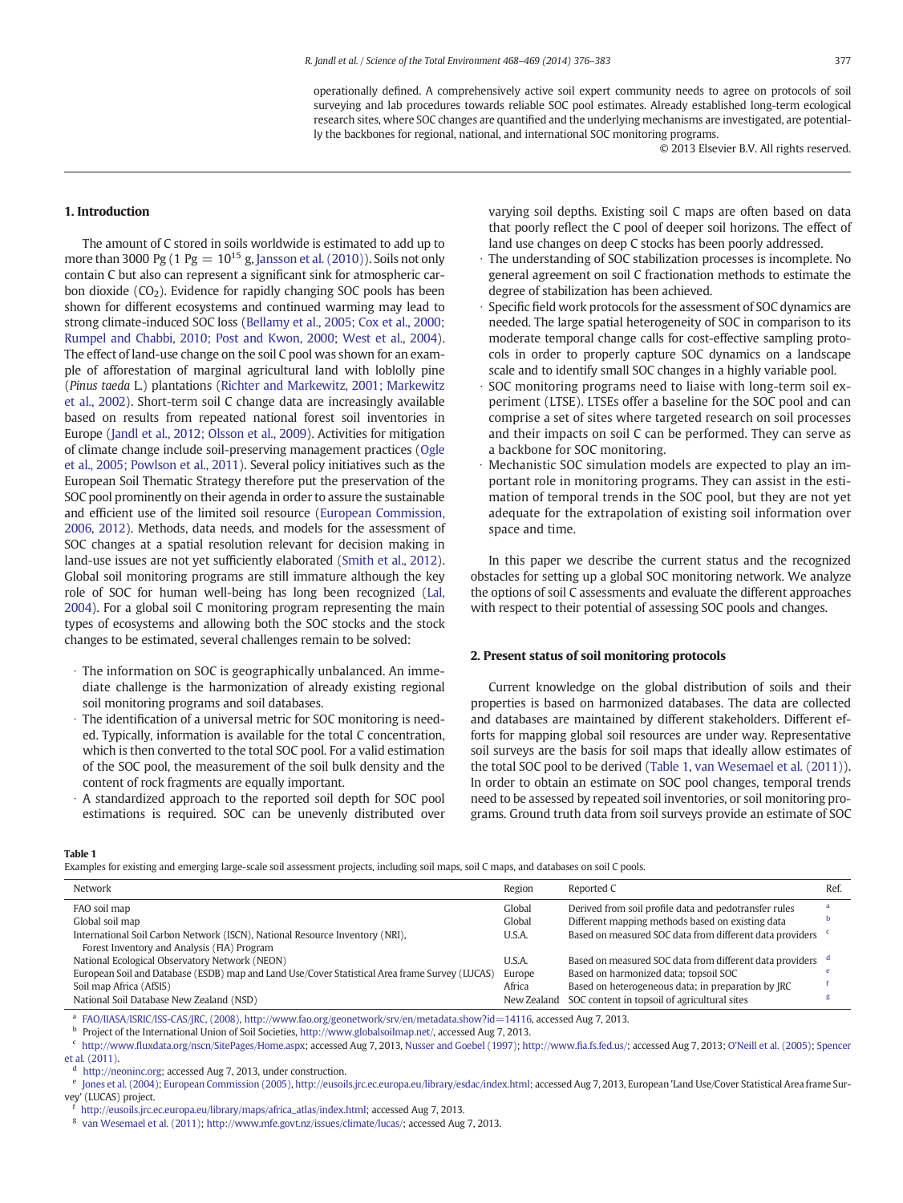operationally defined. A comprehensively active soil expert community needs to agree on protocols of soil surveying and lab procedures towards reliable SOC pool estimates. Already established long-term ecological research sites, where SOC changes are quantified and the underlying mechanisms are investigated, are potentially the backbones for regional, national, and international SOC monitoring programs.

© 2013 Elsevier B.V. All rights reserved.

## 1. Introduction

The amount of C stored in soils worldwide is estimated to add up to more than 3000 Pg (1 Pg = $10^{15}$ g, Jansson et al. (2010)). Soils not only contain C but also can represent a significant sink for atmospheric carbon dioxide ($CO_2$). Evidence for rapidly changing SOC pools has been shown for different ecosystems and continued warming may lead to strong climate-induced SOC loss (Bellamy et al., 2005; Cox et al., 2000; Rumpel and Chabbi, 2010; Post and Kwon, 2000; West et al., 2004). The effect of land-use change on the soil C pool was shown for an example of afforestation of marginal agricultural land with loblolly pine (*Pinus taeda* L.) plantations (Richter and Markewitz, 2001; Markewitz et al., 2002). Short-term soil C change data are increasingly available based on results from repeated national forest soil inventories in Europe (Jandl et al., 2012; Olsson et al., 2009). Activities for mitigation of climate change include soil-preserving management practices (Ogle et al., 2005; Powlson et al., 2011). Several policy initiatives such as the European Soil Thematic Strategy therefore put the preservation of the SOC pool prominently on their agenda in order to assure the sustainable and efficient use of the limited soil resource (European Commission, 2006, 2012). Methods, data needs, and models for the assessment of SOC changes at a spatial resolution relevant for decision making in land-use issues are not yet sufficiently elaborated (Smith et al., 2012). Global soil monitoring programs are still immature although the key role of SOC for human well-being has long been recognized (Lal, 2004). For a global soil C monitoring program representing the main types of ecosystems and allowing both the SOC stocks and the stock changes to be estimated, several challenges remain to be solved:

- The information on SOC is geographically unbalanced. An immediate challenge is the harmonization of already existing regional soil monitoring programs and soil databases.
- The identification of a universal metric for SOC monitoring is needed. Typically, information is available for the total C concentration, which is then converted to the total SOC pool. For a valid estimation of the SOC pool, the measurement of the soil bulk density and the content of rock fragments are equally important.
- A standardized approach to the reported soil depth for SOC pool estimations is required. SOC can be unevenly distributed over varying soil depths. Existing soil C maps are often based on data that poorly reflect the C pool of deeper soil horizons. The effect of land use changes on deep C stocks has been poorly addressed.
- The understanding of SOC stabilization processes is incomplete. No general agreement on soil C fractionation methods to estimate the degree of stabilization has been achieved.
- Specific field work protocols for the assessment of SOC dynamics are needed. The large spatial heterogeneity of SOC in comparison to its moderate temporal change calls for cost-effective sampling protocols in order to properly capture SOC dynamics on a landscape scale and to identify small SOC changes in a highly variable pool.
- SOC monitoring programs need to liaise with long-term soil experiment (LTSE). LTSEs offer a baseline for the SOC pool and can comprise a set of sites where targeted research on soil processes and their impacts on soil C can be performed. They can serve as a backbone for SOC monitoring.
- Mechanistic SOC simulation models are expected to play an important role in monitoring programs. They can assist in the estimation of temporal trends in the SOC pool, but they are not yet adequate for the extrapolation of existing soil information over space and time.

In this paper we describe the current status and the recognized obstacles for setting up a global SOC monitoring network. We analyze the options of soil C assessments and evaluate the different approaches with respect to their potential of assessing SOC pools and changes.

## 2. Present status of soil monitoring protocols

Current knowledge on the global distribution of soils and their properties is based on harmonized databases. The data are collected and databases are maintained by different stakeholders. Different efforts for mapping global soil resources are under way. Representative soil surveys are the basis for soil maps that ideally allow estimates of the total SOC pool to be derived (Table 1, van Wesemael et al. (2011)). In order to obtain an estimate on SOC pool changes, temporal trends need to be assessed by repeated soil inventories, or soil monitoring programs. Ground truth data from soil surveys provide an estimate of SOC

**Table 1**
Examples for existing and emerging large-scale soil assessment projects, including soil maps, soil C maps, and databases on soil C pools.

| Network | Region | Reported C | Ref. |
| --- | --- | --- | --- |
| FAO soil map | Global | Derived from soil profile data and pedotransfer rules | a |
| Global soil map | Global | Different mapping methods based on existing data | b |
| International Soil Carbon Network (ISCN), National Resource Inventory (NRI), Forest Inventory and Analysis (FIA) Program | U.S.A. | Based on measured SOC data from different data providers | c |
| National Ecological Observatory Network (NEON) | U.S.A. | Based on measured SOC data from different data providers | d |
| European Soil and Database (ESDB) map and Land Use/Cover Statistical Area frame Survey (LUCAS) | Europe | Based on harmonized data; topsoil SOC | e |
| Soil map Africa (AfSIS) | Africa | Based on heterogeneous data; in preparation by JRC | f |
| National Soil Database New Zealand (NSD) | New Zealand | SOC content in topsoil of agricultural sites | g |

[a] FAO/IIASA/ISRIC/ISS-CAS/JRC, (2008), http://www.fao.org/geonetwork/srv/en/metadata.show?id=14116, accessed Aug 7, 2013.
[b] Project of the International Union of Soil Societies, http://www.globalsoilmap.net/, accessed Aug 7, 2013.
[c] http://www.fluxdata.org/nscn/SitePages/Home.aspx; accessed Aug 7, 2013, Nusser and Goebel (1997); http://www.fia.fs.fed.us/; accessed Aug 7, 2013; O'Neill et al. (2005); Spencer et al. (2011).
[d] http://neoninc.org; accessed Aug 7, 2013, under construction.
[e] Jones et al. (2004); European Commission (2005), http://eusoils.jrc.ec.europa.eu/library/esdac/index.html; accessed Aug 7, 2013, European 'Land Use/Cover Statistical Area frame Survey' (LUCAS) project.
[f] http://eusoils.jrc.ec.europa.eu/library/maps/africa_atlas/index.html; accessed Aug 7, 2013.
[g] van Wesemael et al. (2011); http://www.mfe.govt.nz/issues/climate/lucas/; accessed Aug 7, 2013.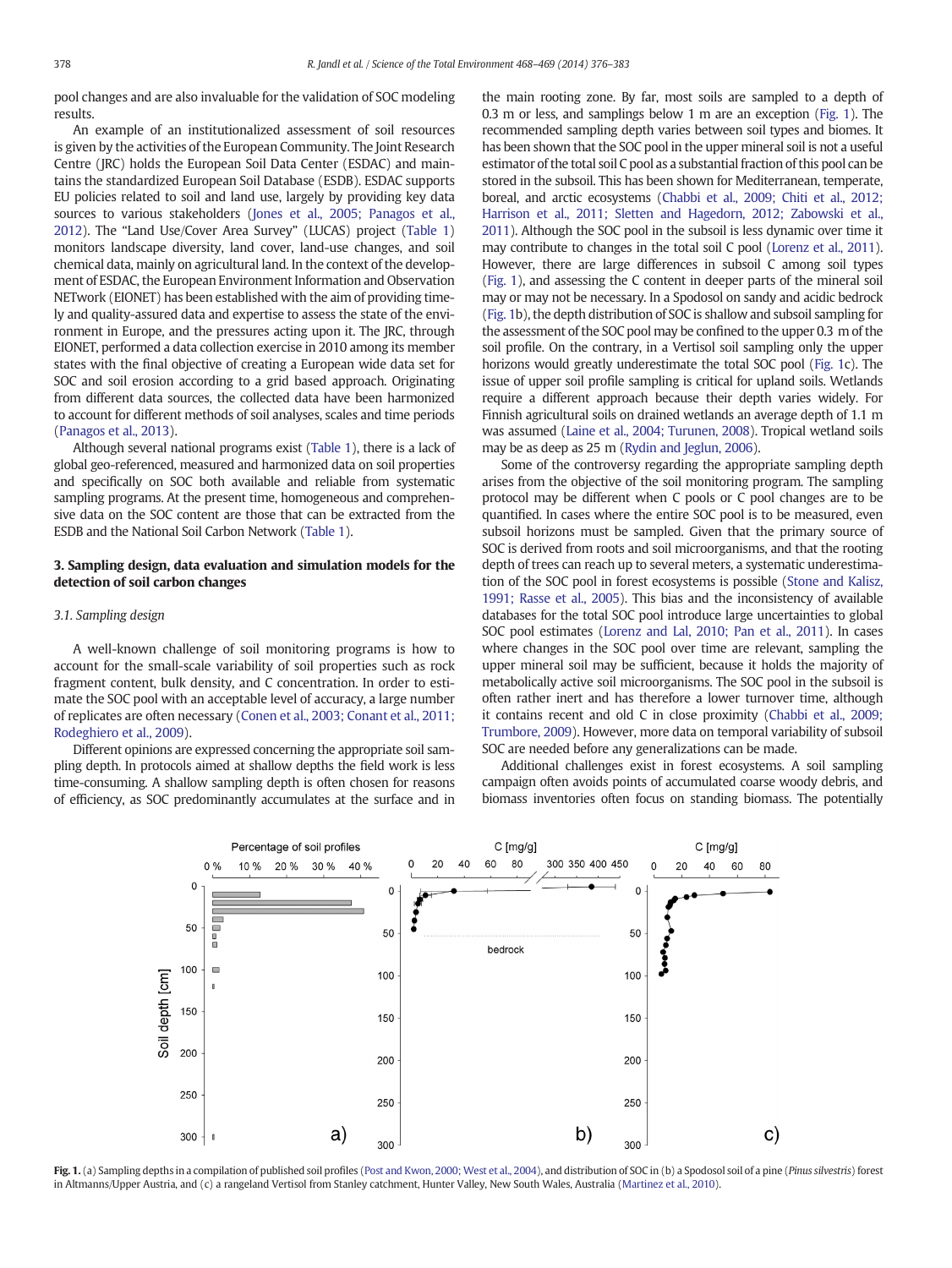pool changes and are also invaluable for the validation of SOC modeling results.

An example of an institutionalized assessment of soil resources is given by the activities of the European Community. The Joint Research Centre (JRC) holds the European Soil Data Center (ESDAC) and maintains the standardized European Soil Database (ESDB). ESDAC supports EU policies related to soil and land use, largely by providing key data sources to various stakeholders (Jones et al., 2005; Panagos et al., 2012). The "Land Use/Cover Area Survey" (LUCAS) project (Table 1) monitors landscape diversity, land cover, land-use changes, and soil chemical data, mainly on agricultural land. In the context of the development of ESDAC, the European Environment Information and Observation NETwork (EIONET) has been established with the aim of providing timely and quality-assured data and expertise to assess the state of the environment in Europe, and the pressures acting upon it. The JRC, through EIONET, performed a data collection exercise in 2010 among its member states with the final objective of creating a European wide data set for SOC and soil erosion according to a grid based approach. Originating from different data sources, the collected data have been harmonized to account for different methods of soil analyses, scales and time periods (Panagos et al., 2013).

Although several national programs exist (Table 1), there is a lack of global geo-referenced, measured and harmonized data on soil properties and specifically on SOC both available and reliable from systematic sampling programs. At the present time, homogeneous and comprehensive data on the SOC content are those that can be extracted from the ESDB and the National Soil Carbon Network (Table 1).

## 3. Sampling design, data evaluation and simulation models for the detection of soil carbon changes

### 3.1. Sampling design

A well-known challenge of soil monitoring programs is how to account for the small-scale variability of soil properties such as rock fragment content, bulk density, and C concentration. In order to estimate the SOC pool with an acceptable level of accuracy, a large number of replicates are often necessary (Conen et al., 2003; Conant et al., 2011; Rodeghiero et al., 2009).

Different opinions are expressed concerning the appropriate soil sampling depth. In protocols aimed at shallow depths the field work is less time-consuming. A shallow sampling depth is often chosen for reasons of efficiency, as SOC predominantly accumulates at the surface and in the main rooting zone. By far, most soils are sampled to a depth of 0.3 m or less, and samplings below 1 m are an exception (Fig. 1). The recommended sampling depth varies between soil types and biomes. It has been shown that the SOC pool in the upper mineral soil is not a useful estimator of the total soil C pool as a substantial fraction of this pool can be stored in the subsoil. This has been shown for Mediterranean, temperate, boreal, and arctic ecosystems (Chabbi et al., 2009; Chiti et al., 2012; Harrison et al., 2011; Sletten and Hagedorn, 2012; Zabowski et al., 2011). Although the SOC pool in the subsoil is less dynamic over time it may contribute to changes in the total soil C pool (Lorenz et al., 2011). However, there are large differences in subsoil C among soil types (Fig. 1), and assessing the C content in deeper parts of the mineral soil may or may not be necessary. In a Spodosol on sandy and acidic bedrock (Fig. 1b), the depth distribution of SOC is shallow and soil sampling for the assessment of the SOC pool may be confined to the upper 0.3 m of the soil profile. On the contrary, in a Vertisol soil sampling only the upper horizons would greatly underestimate the total SOC pool (Fig. 1c). The issue of upper soil profile sampling is critical for upland soils. Wetlands require a different approach because their depth varies widely. For Finnish agricultural soils on drained wetlands an average depth of 1.1 m was assumed (Laine et al., 2004; Turunen, 2008). Tropical wetland soils may be as deep as 25 m (Rydin and Jeglun, 2006).

Some of the controversy regarding the appropriate sampling depth arises from the objective of the soil monitoring program. The sampling protocol may be different when C pools or C pool changes are to be quantified. In cases where the entire SOC pool is to be measured, even subsoil horizons must be sampled. Given that the primary source of SOC is derived from roots and soil microorganisms, and that the rooting depth of trees can reach up to several meters, a systematic underestimation of the SOC pool in forest ecosystems is possible (Stone and Kalisz, 1991; Rasse et al., 2005). This bias and the inconsistency of available databases for the total SOC pool introduce large uncertainties to global SOC pool estimates (Lorenz and Lal, 2010; Pan et al., 2011). In cases where changes in the SOC pool over time are relevant, sampling the upper mineral soil may be sufficient, because it holds the majority of metabolically active soil microorganisms. The SOC pool in the subsoil is often rather inert and has therefore a lower turnover time, although it contains recent and old C in close proximity (Chabbi et al., 2009; Trumbore, 2009). However, more data on temporal variability of subsoil SOC are needed before any generalizations can be made.

Additional challenges exist in forest ecosystems. A soil sampling campaign often avoids points of accumulated coarse woody debris, and biomass inventories often focus on standing biomass. The potentially

**Fig. 1.** (a) Sampling depths in a compilation of published soil profiles (Post and Kwon, 2000; West et al., 2004), and distribution of SOC in (b) a Spodosol soil of a pine (*Pinus silvestris*) forest in Altmanns/Upper Austria, and (c) a rangeland Vertisol from Stanley catchment, Hunter Valley, New South Wales, Australia (Martinez et al., 2010).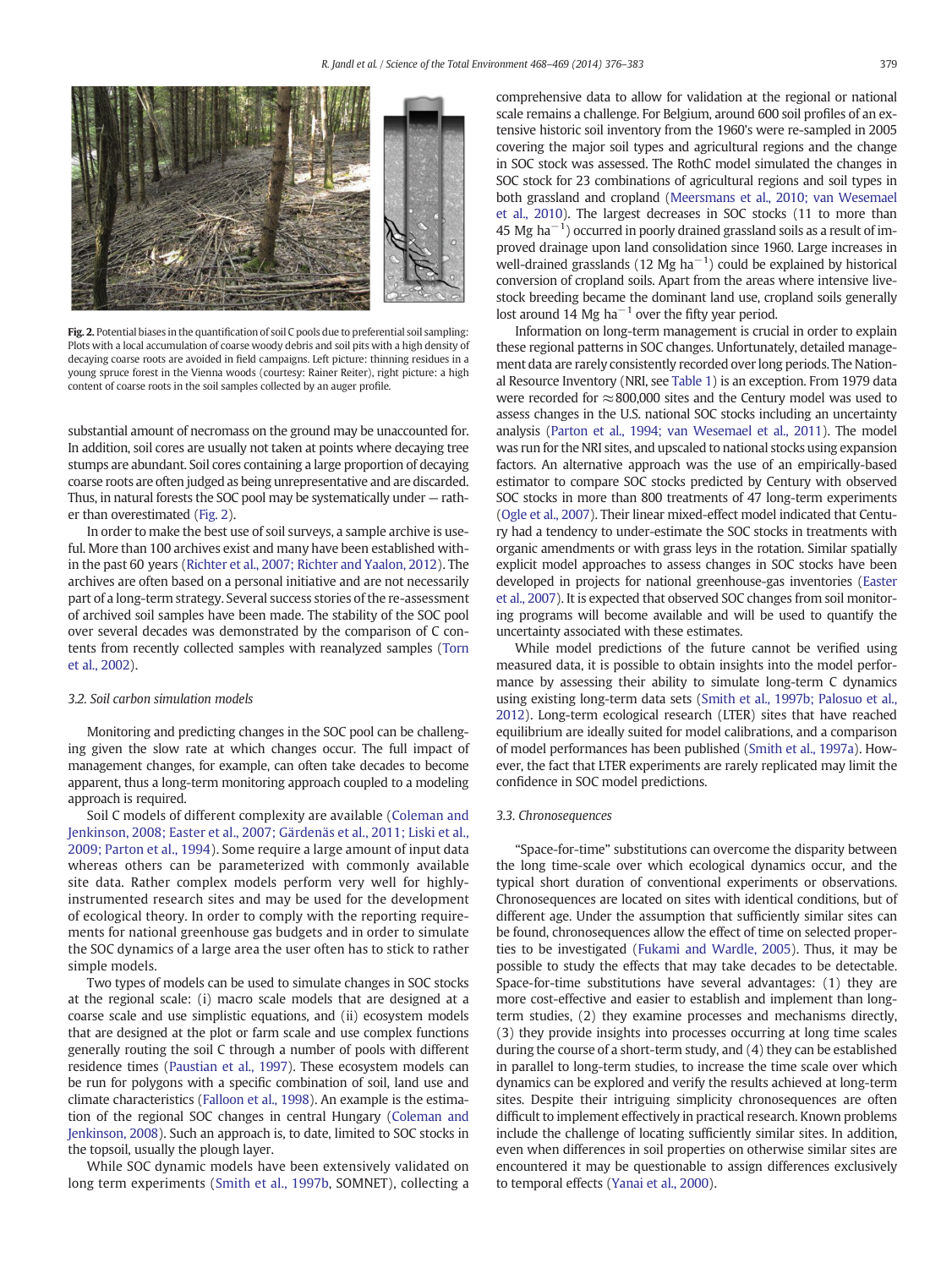Fig. 2. Potential biases in the quantification of soil C pools due to preferential soil sampling: Plots with a local accumulation of coarse woody debris and soil pits with a high density of decaying coarse roots are avoided in field campaigns. Left picture: thinning residues in a young spruce forest in the Vienna woods (courtesy: Rainer Reiter), right picture: a high content of coarse roots in the soil samples collected by an auger profile.

substantial amount of necromass on the ground may be unaccounted for. In addition, soil cores are usually not taken at points where decaying tree stumps are abundant. Soil cores containing a large proportion of decaying coarse roots are often judged as being unrepresentative and are discarded. Thus, in natural forests the SOC pool may be systematically under — rather than overestimated (Fig. 2).

In order to make the best use of soil surveys, a sample archive is useful. More than 100 archives exist and many have been established within the past 60 years (Richter et al., 2007; Richter and Yaalon, 2012). The archives are often based on a personal initiative and are not necessarily part of a long-term strategy. Several success stories of the re-assessment of archived soil samples have been made. The stability of the SOC pool over several decades was demonstrated by the comparison of C contents from recently collected samples with reanalyzed samples (Torn et al., 2002).

### 3.2. Soil carbon simulation models

Monitoring and predicting changes in the SOC pool can be challenging given the slow rate at which changes occur. The full impact of management changes, for example, can often take decades to become apparent, thus a long-term monitoring approach coupled to a modeling approach is required.

Soil C models of different complexity are available (Coleman and Jenkinson, 2008; Easter et al., 2007; Gärdenäs et al., 2011; Liski et al., 2009; Parton et al., 1994). Some require a large amount of input data whereas others can be parameterized with commonly available site data. Rather complex models perform very well for highly-instrumented research sites and may be used for the development of ecological theory. In order to comply with the reporting requirements for national greenhouse gas budgets and in order to simulate the SOC dynamics of a large area the user often has to stick to rather simple models.

Two types of models can be used to simulate changes in SOC stocks at the regional scale: (i) macro scale models that are designed at a coarse scale and use simplistic equations, and (ii) ecosystem models that are designed at the plot or farm scale and use complex functions generally routing the soil C through a number of pools with different residence times (Paustian et al., 1997). These ecosystem models can be run for polygons with a specific combination of soil, land use and climate characteristics (Falloon et al., 1998). An example is the estimation of the regional SOC changes in central Hungary (Coleman and Jenkinson, 2008). Such an approach is, to date, limited to SOC stocks in the topsoil, usually the plough layer.

While SOC dynamic models have been extensively validated on long term experiments (Smith et al., 1997b, SOMNET), collecting a comprehensive data to allow for validation at the regional or national scale remains a challenge. For Belgium, around 600 soil profiles of an extensive historic soil inventory from the 1960's were re-sampled in 2005 covering the major soil types and agricultural regions and the change in SOC stock was assessed. The RothC model simulated the changes in SOC stock for 23 combinations of agricultural regions and soil types in both grassland and cropland (Meersmans et al., 2010; van Wesemael et al., 2010). The largest decreases in SOC stocks (11 to more than 45 Mg $ha^{-1}$) occurred in poorly drained grassland soils as a result of improved drainage upon land consolidation since 1960. Large increases in well-drained grasslands (12 Mg $ha^{-1}$) could be explained by historical conversion of cropland soils. Apart from the areas where intensive livestock breeding became the dominant land use, cropland soils generally lost around 14 Mg $ha^{-1}$ over the fifty year period.

Information on long-term management is crucial in order to explain these regional patterns in SOC changes. Unfortunately, detailed management data are rarely consistently recorded over long periods. The National Resource Inventory (NRI, see Table 1) is an exception. From 1979 data were recorded for ≈800,000 sites and the Century model was used to assess changes in the U.S. national SOC stocks including an uncertainty analysis (Parton et al., 1994; van Wesemael et al., 2011). The model was run for the NRI sites, and upscaled to national stocks using expansion factors. An alternative approach was the use of an empirically-based estimator to compare SOC stocks predicted by Century with observed SOC stocks in more than 800 treatments of 47 long-term experiments (Ogle et al., 2007). Their linear mixed-effect model indicated that Century had a tendency to under-estimate the SOC stocks in treatments with organic amendments or with grass leys in the rotation. Similar spatially explicit model approaches to assess changes in SOC stocks have been developed in projects for national greenhouse-gas inventories (Easter et al., 2007). It is expected that observed SOC changes from soil monitoring programs will become available and will be used to quantify the uncertainty associated with these estimates.

While model predictions of the future cannot be verified using measured data, it is possible to obtain insights into the model performance by assessing their ability to simulate long-term C dynamics using existing long-term data sets (Smith et al., 1997b; Palosuo et al., 2012). Long-term ecological research (LTER) sites that have reached equilibrium are ideally suited for model calibrations, and a comparison of model performances has been published (Smith et al., 1997a). However, the fact that LTER experiments are rarely replicated may limit the confidence in SOC model predictions.

### 3.3. Chronosequences

"Space-for-time" substitutions can overcome the disparity between the long time-scale over which ecological dynamics occur, and the typical short duration of conventional experiments or observations. Chronosequences are located on sites with identical conditions, but of different age. Under the assumption that sufficiently similar sites can be found, chronosequences allow the effect of time on selected properties to be investigated (Fukami and Wardle, 2005). Thus, it may be possible to study the effects that may take decades to be detectable. Space-for-time substitutions have several advantages: (1) they are more cost-effective and easier to establish and implement than long-term studies, (2) they examine processes and mechanisms directly, (3) they provide insights into processes occurring at long time scales during the course of a short-term study, and (4) they can be established in parallel to long-term studies, to increase the time scale over which dynamics can be explored and verify the results achieved at long-term sites. Despite their intriguing simplicity chronosequences are often difficult to implement effectively in practical research. Known problems include the challenge of locating sufficiently similar sites. In addition, even when differences in soil properties on otherwise similar sites are encountered it may be questionable to assign differences exclusively to temporal effects (Yanai et al., 2000).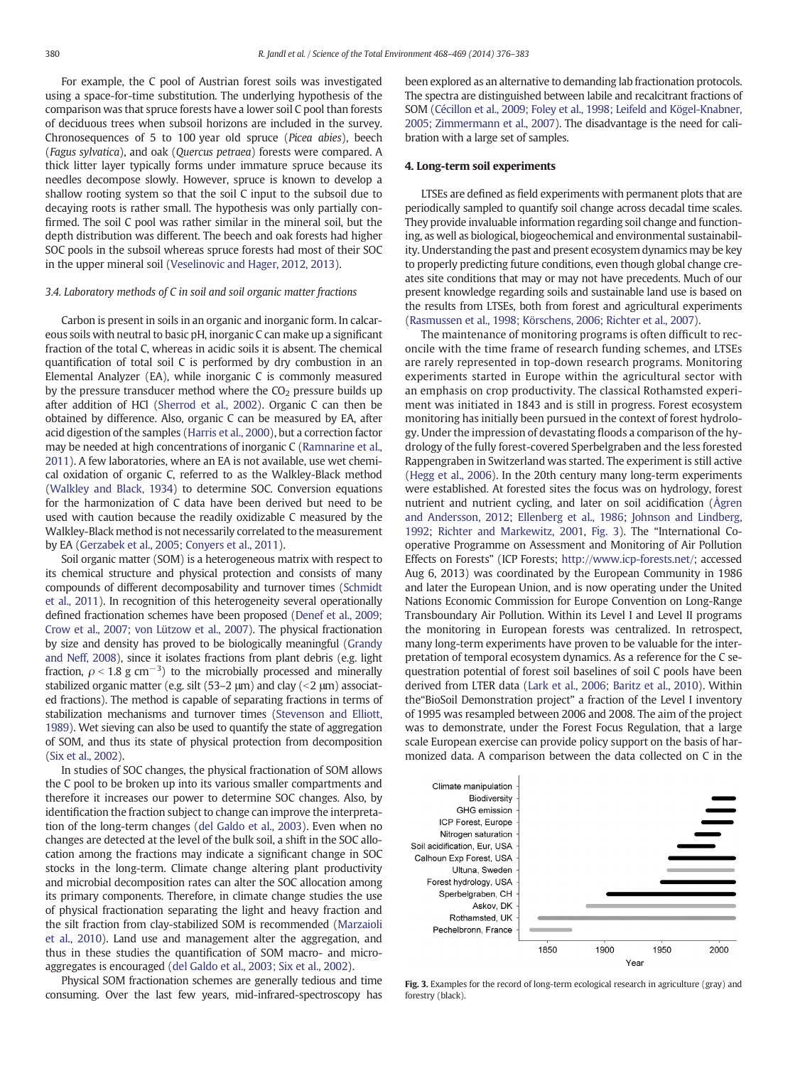For example, the C pool of Austrian forest soils was investigated using a space-for-time substitution. The underlying hypothesis of the comparison was that spruce forests have a lower soil C pool than forests of deciduous trees when subsoil horizons are included in the survey. Chronosequences of 5 to 100 year old spruce (*Picea abies*), beech (*Fagus sylvatica*), and oak (*Quercus petraea*) forests were compared. A thick litter layer typically forms under immature spruce because its needles decompose slowly. However, spruce is known to develop a shallow rooting system so that the soil C input to the subsoil due to decaying roots is rather small. The hypothesis was only partially confirmed. The soil C pool was rather similar in the mineral soil, but the depth distribution was different. The beech and oak forests had higher SOC pools in the subsoil whereas spruce forests had most of their SOC in the upper mineral soil (Veselinovic and Hager, 2012, 2013).

### 3.4. Laboratory methods of C in soil and soil organic matter fractions

Carbon is present in soils in an organic and inorganic form. In calcareous soils with neutral to basic pH, inorganic C can make up a significant fraction of the total C, whereas in acidic soils it is absent. The chemical quantification of total soil C is performed by dry combustion in an Elemental Analyzer (EA), while inorganic C is commonly measured by the pressure transducer method where the $CO_2$ pressure builds up after addition of HCl (Sherrod et al., 2002). Organic C can then be obtained by difference. Also, organic C can be measured by EA, after acid digestion of the samples (Harris et al., 2000), but a correction factor may be needed at high concentrations of inorganic C (Ramnarine et al., 2011). A few laboratories, where an EA is not available, use wet chemical oxidation of organic C, referred to as the Walkley-Black method (Walkley and Black, 1934) to determine SOC. Conversion equations for the harmonization of C data have been derived but need to be used with caution because the readily oxidizable C measured by the Walkley-Black method is not necessarily correlated to the measurement by EA (Gerzabek et al., 2005; Conyers et al., 2011).

Soil organic matter (SOM) is a heterogeneous matrix with respect to its chemical structure and physical protection and consists of many compounds of different decomposability and turnover times (Schmidt et al., 2011). In recognition of this heterogeneity several operationally defined fractionation schemes have been proposed (Denef et al., 2009; Crow et al., 2007; von Lützow et al., 2007). The physical fractionation by size and density has proved to be biologically meaningful (Grandy and Neff, 2008), since it isolates fractions from plant debris (e.g. light fraction, $\rho < 1.8$ g cm$^{-3}$) to the microbially processed and minerally stabilized organic matter (e.g. silt (53–2 μm) and clay (<2 μm) associated fractions). The method is capable of separating fractions in terms of stabilization mechanisms and turnover times (Stevenson and Elliott, 1989). Wet sieving can also be used to quantify the state of aggregation of SOM, and thus its state of physical protection from decomposition (Six et al., 2002).

In studies of SOC changes, the physical fractionation of SOM allows the C pool to be broken up into its various smaller compartments and therefore it increases our power to determine SOC changes. Also, by identification the fraction subject to change can improve the interpretation of the long-term changes (del Galdo et al., 2003). Even when no changes are detected at the level of the bulk soil, a shift in the SOC allocation among the fractions may indicate a significant change in SOC stocks in the long-term. Climate change altering plant productivity and microbial decomposition rates can alter the SOC allocation among its primary components. Therefore, in climate change studies the use of physical fractionation separating the light and heavy fraction and the silt fraction from clay-stabilized SOM is recommended (Marzaioli et al., 2010). Land use and management alter the aggregation, and thus in these studies the quantification of SOM macro- and micro-aggregates is encouraged (del Galdo et al., 2003; Six et al., 2002).

Physical SOM fractionation schemes are generally tedious and time consuming. Over the last few years, mid-infrared-spectroscopy has been explored as an alternative to demanding lab fractionation protocols. The spectra are distinguished between labile and recalcitrant fractions of SOM (Cécillon et al., 2009; Foley et al., 1998; Leifeld and Kögel-Knabner, 2005; Zimmermann et al., 2007). The disadvantage is the need for calibration with a large set of samples.

## 4. Long-term soil experiments

LTSEs are defined as field experiments with permanent plots that are periodically sampled to quantify soil change across decadal time scales. They provide invaluable information regarding soil change and functioning, as well as biological, biogeochemical and environmental sustainability. Understanding the past and present ecosystem dynamics may be key to properly predicting future conditions, even though global change creates site conditions that may or may not have precedents. Much of our present knowledge regarding soils and sustainable land use is based on the results from LTSEs, both from forest and agricultural experiments (Rasmussen et al., 1998; Körschens, 2006; Richter et al., 2007).

The maintenance of monitoring programs is often difficult to reconcile with the time frame of research funding schemes, and LTSEs are rarely represented in top-down research programs. Monitoring experiments started in Europe within the agricultural sector with an emphasis on crop productivity. The classical Rothamsted experiment was initiated in 1843 and is still in progress. Forest ecosystem monitoring has initially been pursued in the context of forest hydrology. Under the impression of devastating floods a comparison of the hydrology of the fully forest-covered Sperbelgraben and the less forested Rappengraben in Switzerland was started. The experiment is still active (Hegg et al., 2006). In the 20th century many long-term experiments were established. At forested sites the focus was on hydrology, forest nutrient and nutrient cycling, and later on soil acidification (Ågren and Andersson, 2012; Ellenberg et al., 1986; Johnson and Lindberg, 1992; Richter and Markewitz, 2001, Fig. 3). The "International Co-operative Programme on Assessment and Monitoring of Air Pollution Effects on Forests" (ICP Forests; http://www.icp-forests.net/; accessed Aug 6, 2013) was coordinated by the European Community in 1986 and later the European Union, and is now operating under the United Nations Economic Commission for Europe Convention on Long-Range Transboundary Air Pollution. Within its Level I and Level II programs the monitoring in European forests was centralized. In retrospect, many long-term experiments have proven to be valuable for the interpretation of temporal ecosystem dynamics. As a reference for the C sequestration potential of forest soil baselines of soil C pools have been derived from LTER data (Lark et al., 2006; Baritz et al., 2010). Within the"BioSoil Demonstration project" a fraction of the Level I inventory of 1995 was resampled between 2006 and 2008. The aim of the project was to demonstrate, under the Forest Focus Regulation, that a large scale European exercise can provide policy support on the basis of harmonized data. A comparison between the data collected on C in the

Fig. 3. Examples for the record of long-term ecological research in agriculture (gray) and forestry (black).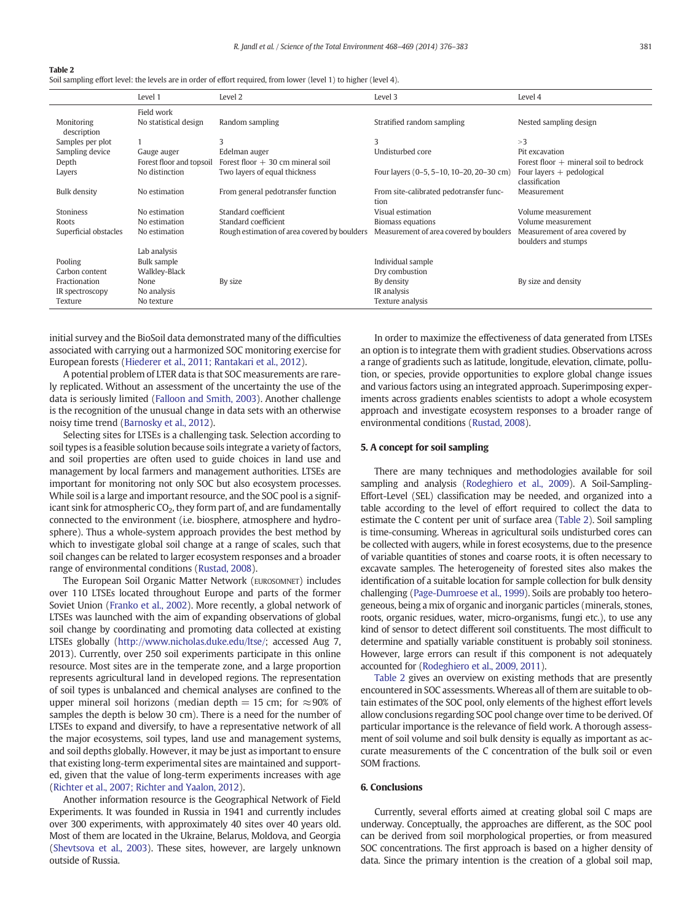**Table 2**
Soil sampling effort level: the levels are in order of effort required, from lower (level 1) to higher (level 4).

| | Level 1 | Level 2 | Level 3 | Level 4 |
|---|---|---|---|---|
| | Field work | | | |
| Monitoring description | No statistical design | Random sampling | Stratified random sampling | Nested sampling design |
| Samples per plot | 1 | 3 | 3 | >3 |
| Sampling device | Gauge auger | Edelman auger | Undisturbed core | Pit excavation |
| Depth | Forest floor and topsoil | Forest floor + 30 cm mineral soil | | Forest floor + mineral soil to bedrock |
| Layers | No distinction | Two layers of equal thickness | Four layers (0–5, 5–10, 10–20, 20–30 cm) | Four layers + pedological classification |
| Bulk density | No estimation | From general pedotransfer function | From site-calibrated pedotransfer function | Measurement |
| Stoniness | No estimation | Standard coefficient | Visual estimation | Volume measurement |
| Roots | No estimation | Standard coefficient | Biomass equations | Volume measurement |
| Superficial obstacles | No estimation | Rough estimation of area covered by boulders | Measurement of area covered by boulders | Measurement of area covered by boulders and stumps |
| | Lab analysis | | | |
| Pooling | Bulk sample | | Individual sample | |
| Carbon content | Walkley-Black | | Dry combustion | |
| Fractionation | None | By size | By density | By size and density |
| IR spectroscopy | No analysis | | IR analysis | |
| Texture | No texture | | Texture analysis | |

initial survey and the BioSoil data demonstrated many of the difficulties associated with carrying out a harmonized SOC monitoring exercise for European forests (Hiederer et al., 2011; Rantakari et al., 2012).

A potential problem of LTER data is that SOC measurements are rarely replicated. Without an assessment of the uncertainty the use of the data is seriously limited (Falloon and Smith, 2003). Another challenge is the recognition of the unusual change in data sets with an otherwise noisy time trend (Barnosky et al., 2012).

Selecting sites for LTSEs is a challenging task. Selection according to soil types is a feasible solution because soils integrate a variety of factors, and soil properties are often used to guide choices in land use and management by local farmers and management authorities. LTSEs are important for monitoring not only SOC but also ecosystem processes. While soil is a large and important resource, and the SOC pool is a significant sink for atmospheric $CO_2$, they form part of, and are fundamentally connected to the environment (i.e. biosphere, atmosphere and hydrosphere). Thus a whole-system approach provides the best method by which to investigate global soil change at a range of scales, such that soil changes can be related to larger ecosystem responses and a broader range of environmental conditions (Rustad, 2008).

The European Soil Organic Matter Network (EUROSOMNET) includes over 110 LTSEs located throughout Europe and parts of the former Soviet Union (Franko et al., 2002). More recently, a global network of LTSEs was launched with the aim of expanding observations of global soil change by coordinating and promoting data collected at existing LTSEs globally (http://www.nicholas.duke.edu/ltse/; accessed Aug 7, 2013). Currently, over 250 soil experiments participate in this online resource. Most sites are in the temperate zone, and a large proportion represents agricultural land in developed regions. The representation of soil types is unbalanced and chemical analyses are confined to the upper mineral soil horizons (median depth = 15 cm; for ≈90% of samples the depth is below 30 cm). There is a need for the number of LTSEs to expand and diversify, to have a representative network of all the major ecosystems, soil types, land use and management systems, and soil depths globally. However, it may be just as important to ensure that existing long-term experimental sites are maintained and supported, given that the value of long-term experiments increases with age (Richter et al., 2007; Richter and Yaalon, 2012).

Another information resource is the Geographical Network of Field Experiments. It was founded in Russia in 1941 and currently includes over 300 experiments, with approximately 40 sites over 40 years old. Most of them are located in the Ukraine, Belarus, Moldova, and Georgia (Shevtsova et al., 2003). These sites, however, are largely unknown outside of Russia.

In order to maximize the effectiveness of data generated from LTSEs an option is to integrate them with gradient studies. Observations across a range of gradients such as latitude, longitude, elevation, climate, pollution, or species, provide opportunities to explore global change issues and various factors using an integrated approach. Superimposing experiments across gradients enables scientists to adopt a whole ecosystem approach and investigate ecosystem responses to a broader range of environmental conditions (Rustad, 2008).

## 5. A concept for soil sampling

There are many techniques and methodologies available for soil sampling and analysis (Rodeghiero et al., 2009). A Soil-Sampling-Effort-Level (SEL) classification may be needed, and organized into a table according to the level of effort required to collect the data to estimate the C content per unit of surface area (Table 2). Soil sampling is time-consuming. Whereas in agricultural soils undisturbed cores can be collected with augers, while in forest ecosystems, due to the presence of variable quantities of stones and coarse roots, it is often necessary to excavate samples. The heterogeneity of forested sites also makes the identification of a suitable location for sample collection for bulk density challenging (Page-Dumroese et al., 1999). Soils are probably too heterogeneous, being a mix of organic and inorganic particles (minerals, stones, roots, organic residues, water, micro-organisms, fungi etc.), to use any kind of sensor to detect different soil constituents. The most difficult to determine and spatially variable constituent is probably soil stoniness. However, large errors can result if this component is not adequately accounted for (Rodeghiero et al., 2009, 2011).

Table 2 gives an overview on existing methods that are presently encountered in SOC assessments. Whereas all of them are suitable to obtain estimates of the SOC pool, only elements of the highest effort levels allow conclusions regarding SOC pool change over time to be derived. Of particular importance is the relevance of field work. A thorough assessment of soil volume and soil bulk density is equally as important as accurate measurements of the C concentration of the bulk soil or even SOM fractions.

## 6. Conclusions

Currently, several efforts aimed at creating global soil C maps are underway. Conceptually, the approaches are different, as the SOC pool can be derived from soil morphological properties, or from measured SOC concentrations. The first approach is based on a higher density of data. Since the primary intention is the creation of a global soil map,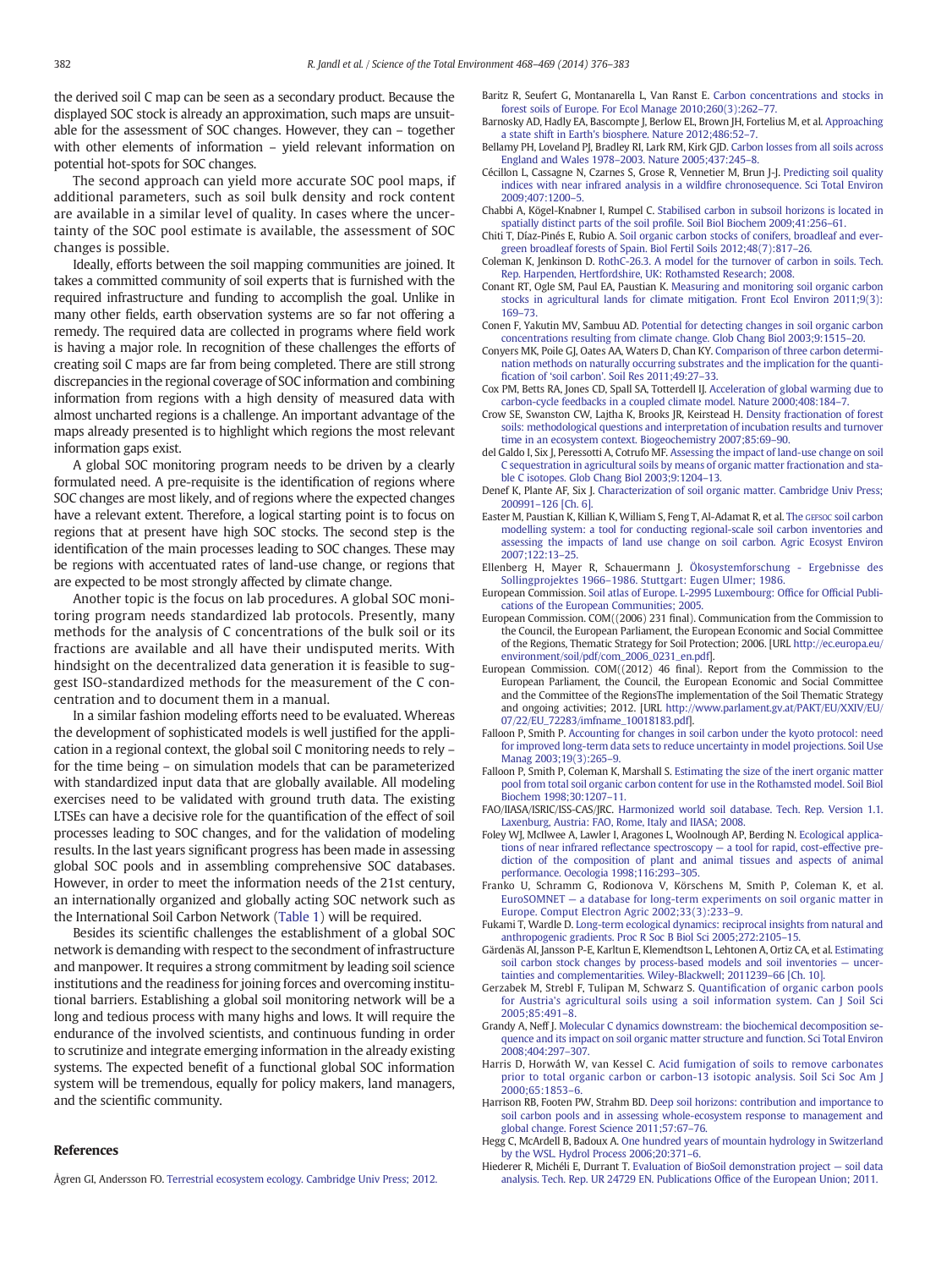the derived soil C map can be seen as a secondary product. Because the displayed SOC stock is already an approximation, such maps are unsuitable for the assessment of SOC changes. However, they can – together with other elements of information – yield relevant information on potential hot-spots for SOC changes.

The second approach can yield more accurate SOC pool maps, if additional parameters, such as soil bulk density and rock content are available in a similar level of quality. In cases where the uncertainty of the SOC pool estimate is available, the assessment of SOC changes is possible.

Ideally, efforts between the soil mapping communities are joined. It takes a committed community of soil experts that is furnished with the required infrastructure and funding to accomplish the goal. Unlike in many other fields, earth observation systems are so far not offering a remedy. The required data are collected in programs where field work is having a major role. In recognition of these challenges the efforts of creating soil C maps are far from being completed. There are still strong discrepancies in the regional coverage of SOC information and combining information from regions with a high density of measured data with almost uncharted regions is a challenge. An important advantage of the maps already presented is to highlight which regions the most relevant information gaps exist.

A global SOC monitoring program needs to be driven by a clearly formulated need. A pre-requisite is the identification of regions where SOC changes are most likely, and of regions where the expected changes have a relevant extent. Therefore, a logical starting point is to focus on regions that at present have high SOC stocks. The second step is the identification of the main processes leading to SOC changes. These may be regions with accentuated rates of land-use change, or regions that are expected to be most strongly affected by climate change.

Another topic is the focus on lab procedures. A global SOC monitoring program needs standardized lab protocols. Presently, many methods for the analysis of C concentrations of the bulk soil or its fractions are available and all have their undisputed merits. With hindsight on the decentralized data generation it is feasible to suggest ISO-standardized methods for the measurement of the C concentration and to document them in a manual.

In a similar fashion modeling efforts need to be evaluated. Whereas the development of sophisticated models is well justified for the application in a regional context, the global soil C monitoring needs to rely – for the time being – on simulation models that can be parameterized with standardized input data that are globally available. All modeling exercises need to be validated with ground truth data. The existing LTSEs can have a decisive role for the quantification of the effect of soil processes leading to SOC changes, and for the validation of modeling results. In the last years significant progress has been made in assessing global SOC pools and in assembling comprehensive SOC databases. However, in order to meet the information needs of the 21st century, an internationally organized and globally acting SOC network such as the International Soil Carbon Network (Table 1) will be required.

Besides its scientific challenges the establishment of a global SOC network is demanding with respect to the secondment of infrastructure and manpower. It requires a strong commitment by leading soil science institutions and the readiness for joining forces and overcoming institutional barriers. Establishing a global soil monitoring network will be a long and tedious process with many highs and lows. It will require the endurance of the involved scientists, and continuous funding in order to scrutinize and integrate emerging information in the already existing systems. The expected benefit of a functional global SOC information system will be tremendous, equally for policy makers, land managers, and the scientific community.

## References

Ågren GI, Andersson FO. Terrestrial ecosystem ecology. Cambridge Univ Press; 2012.

Baritz R, Seufert G, Montanarella L, Van Ranst E. Carbon concentrations and stocks in forest soils of Europe. For Ecol Manage 2010;260(3):262–77.

Barnosky AD, Hadly EA, Bascompte J, Berlow EL, Brown JH, Fortelius M, et al. Approaching a state shift in Earth's biosphere. Nature 2012;486:52–7.

Bellamy PH, Loveland PJ, Bradley RI, Lark RM, Kirk GJD. Carbon losses from all soils across England and Wales 1978–2003. Nature 2005;437:245–8.

Cécillon L, Cassagne N, Czarnes S, Grose R, Vennetier M, Brun J-J. Predicting soil quality indices with near infrared analysis in a wildfire chronosequence. Sci Total Environ 2009;407:1200–5.

Chabbi A, Kögel-Knabner I, Rumpel C. Stabilised carbon in subsoil horizons is located in spatially distinct parts of the soil profile. Soil Biol Biochem 2009;41:256–61.

Chiti T, Díaz-Pinés E, Rubio A. Soil organic carbon stocks of conifers, broadleaf and evergreen broadleaf forests of Spain. Biol Fertil Soils 2012;48(7):817–26.

Coleman K, Jenkinson D. RothC-26.3. A model for the turnover of carbon in soils. Tech. Rep. Harpenden, Hertfordshire, UK: Rothamsted Research; 2008.

Conant RT, Ogle SM, Paul EA, Paustian K. Measuring and monitoring soil organic carbon stocks in agricultural lands for climate mitigation. Front Ecol Environ 2011;9(3):169–73.

Conen F, Yakutin MV, Sambuu AD. Potential for detecting changes in soil organic carbon concentrations resulting from climate change. Glob Chang Biol 2003;9:1515–20.

Conyers MK, Poile GJ, Oates AA, Waters D, Chan KY. Comparison of three carbon determination methods on naturally occurring substrates and the implication for the quantification of 'soil carbon'. Soil Res 2011;49:27–33.

Cox PM, Betts RA, Jones CD, Spall SA, Totterdell IJ. Acceleration of global warming due to carbon-cycle feedbacks in a coupled climate model. Nature 2000;408:184–7.

Crow SE, Swanston CW, Lajtha K, Brooks JR, Keirstead H. Density fractionation of forest soils: methodological questions and interpretation of incubation results and turnover time in an ecosystem context. Biogeochemistry 2007;85:69–90.

del Galdo I, Six J, Peressotti A, Cotrufo MF. Assessing the impact of land-use change on soil C sequestration in agricultural soils by means of organic matter fractionation and stable C isotopes. Glob Chang Biol 2003;9:1204–13.

Denef K, Plante AF, Six J. Characterization of soil organic matter. Cambridge Univ Press; 200991–126 [Ch. 6].

Easter M, Paustian K, Killian K, William S, Feng T, Al-Adamat R, et al. The GEFSOC soil carbon modelling system: a tool for conducting regional-scale soil carbon inventories and assessing the impacts of land use change on soil carbon. Agric Ecosyst Environ 2007;122:13–25.

Ellenberg H, Mayer R, Schauermann J. Ökosystemforschung - Ergebnisse des Sollingprojektes 1966–1986. Stuttgart: Eugen Ulmer; 1986.

European Commission. Soil atlas of Europe. L-2995 Luxembourg: Office for Official Publications of the European Communities; 2005.

European Commission. COM((2006) 231 final). Communication from the Commission to the Council, the European Parliament, the European Economic and Social Committee of the Regions, Thematic Strategy for Soil Protection; 2006. [URL http://ec.europa.eu/environment/soil/pdf/com_2006_0231_en.pdf].

European Commission. COM((2012) 46 final). Report from the Commission to the European Parliament, the Council, the European Economic and Social Committee and the Committee of the RegionsThe implementation of the Soil Thematic Strategy and ongoing activities; 2012. [URL http://www.parlament.gv.at/PAKT/EU/XXIV/EU/07/22/EU_72283/imfname_10018183.pdf].

Falloon P, Smith P. Accounting for changes in soil carbon under the kyoto protocol: need for improved long-term data sets to reduce uncertainty in model projections. Soil Use Manag 2003;19(3):265–9.

Falloon P, Smith P, Coleman K, Marshall S. Estimating the size of the inert organic matter pool from total soil organic carbon content for use in the Rothamsted model. Soil Biol Biochem 1998;30:1207–11.

FAO/IIASA/ISRIC/ISS-CAS/JRC. Harmonized world soil database. Tech. Rep. Version 1.1. Laxenburg, Austria: FAO, Rome, Italy and IIASA; 2008.

Foley WJ, McIlwee A, Lawler I, Aragones L, Woolnough AP, Berding N. Ecological applications of near infrared reflectance spectroscopy — a tool for rapid, cost-effective prediction of the composition of plant and animal tissues and aspects of animal performance. Oecologia 1998;116:293–305.

Franko U, Schramm G, Rodionova V, Körschens M, Smith P, Coleman K, et al. EuroSOMNET — a database for long-term experiments on soil organic matter in Europe. Comput Electron Agric 2002;33(3):233–9.

Fukami T, Wardle D. Long-term ecological dynamics: reciprocal insights from natural and anthropogenic gradients. Proc R Soc B Biol Sci 2005;272:2105–15.

Gärdenäs AI, Jansson P-E, Karltun E, Klemendtson L, Lehtonen A, Ortiz CA, et al. Estimating soil carbon stock changes by process-based models and soil inventories — uncertainties and complementarities. Wiley-Blackwell; 2011239–66 [Ch. 10].

Gerzabek M, Strebl F, Tulipan M, Schwarz S. Quantification of organic carbon pools for Austria's agricultural soils using a soil information system. Can J Soil Sci 2005;85:491–8.

Grandy A, Neff J. Molecular C dynamics downstream: the biochemical decomposition sequence and its impact on soil organic matter structure and function. Sci Total Environ 2008;404:297–307.

Harris D, Horwáth W, van Kessel C. Acid fumigation of soils to remove carbonates prior to total organic carbon or carbon-13 isotopic analysis. Soil Sci Soc Am J 2000;65:1853–6.

Harrison RB, Footen PW, Strahm BD. Deep soil horizons: contribution and importance to soil carbon pools and in assessing whole-ecosystem response to management and global change. Forest Science 2011;57:67–76.

Hegg C, McArdell B, Badoux A. One hundred years of mountain hydrology in Switzerland by the WSL. Hydrol Process 2006;20:371–6.

Hiederer R, Michéli E, Durrant T. Evaluation of BioSoil demonstration project — soil data analysis. Tech. Rep. UR 24729 EN. Publications Office of the European Union; 2011.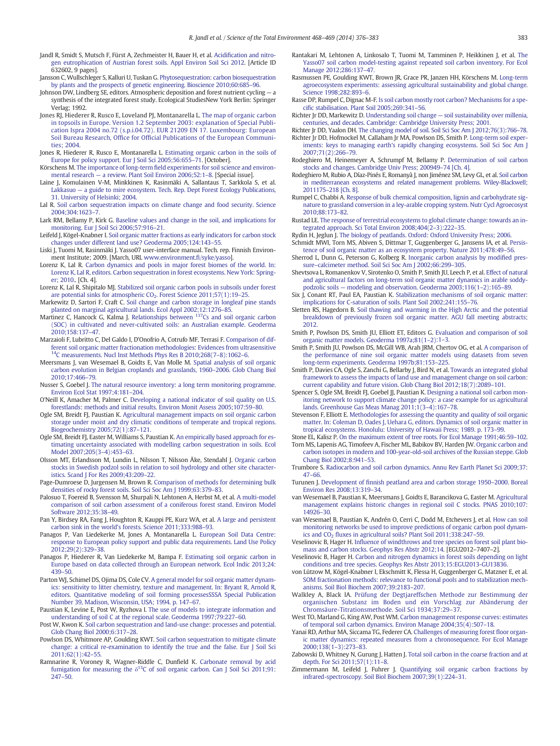Jandl R, Smidt S, Mutsch F, Fürst A, Zechmeister H, Bauer H, et al. Acidification and nitrogen eutrophication of Austrian forest soils. Appl Environ Soil Sci 2012. [Article ID 632602, 9 pages].

Jansson C, Wullschleger S, Kalluri U, Tuskan G. Phytosequestration: carbon biosequestration by plants and the prospects of genetic engineering. Bioscience 2010;60:685–96.

Johnson DW, Lindberg SE, editors. Atmospheric deposition and forest nutrient cycling — a synthesis of the integrated forest study. Ecological StudiesNew York Berlin: Springer Verlag; 1992.

Jones RJ, Hiederer R, Rusco E, Loveland PJ, Montanarella L. The map of organic carbon in topsoils in Europe. Version 1.2 September 2003: explanation of Special Publication Ispra 2004 no.72 (s.p.i.04.72). EUR 21209 EN 17. Luxembourg: European Soil Bureau Research, Office for Official Publications of the European Communities; 2004.

Jones R, Hiederer R, Rusco E, Montanarella L. Estimating organic carbon in the soils of Europe for policy support. Eur J Soil Sci 2005;56:655–71. [October].

Körschens M. The importance of long-term field experiments for soil science and environmental research — a review. Plant Soil Environ 2006;52:1–8. [Special issue].

Laine J, Komulainen V-M, Minkkinen K, Rasinmäki A, Sallantaus T, Sarkkola S, et al. Lakkasuo — a guide to mire ecosystem. Tech. Rep. Dept Forest Ecology Publications, 31. University of Helsinki; 2004.

Lal R. Soil carbon sequestration impacts on climate change and food security. Science 2004;304:1623–7.

Lark RM, Bellamy P, Kirk G. Baseline values and change in the soil, and implications for monitoring. Eur J Soil Sci 2006;57:916–21.

Leifeld J, Kögel-Knabner I. Soil organic matter fractions as early indicators for carbon stock changes under different land use? Geoderma 2005;124:143–55.

Liski J, Tuomi M, Rasinmäki J. Yasso07 user-interface manual. Tech. rep. Finnish Environment Institute; 2009. [March, URL www.environment.fi/syke/yasso].

Lorenz K, Lal R. Carbon dynamics and pools in major forest biomes of the world. In: Lorenz K, Lal R, editors. Carbon sequestration in forest ecosystems. New York: Springer; 2010.. [Ch. 4].

Lorenz K, Lal R, Shipitalo MJ. Stabilized soil organic carbon pools in subsoils under forest are potential sinks for atmospheric $CO_2$. Forest Science 2011;57(1):19–25.

Markewitz D, Sartori F, Craft C. Soil change and carbon storage in longleaf pine stands planted on marginal agricultural lands. Ecol Appl 2002;12:1276–85.

Martinez C, Hancock G, Kalma J. Relationships between $^{137}$Cs and soil organic carbon (SOC) in cultivated and never-cultivated soils: an Australian example. Geoderma 2010;158:137–47.

Marzaioli F, Lubritto C, Del Galdo I, D'Onofrio A, Cotrufo MF, Terrasi F. Comparison of different soil organic matter fractionation methodologies: Evidences from ultrasensitive $^{14}$C measurements. Nucl Inst Methods Phys Res B 2010;268(7–8):1062–6.

Meersmans J, van Wesemael B, Goidts E, Van Molle M. Spatial analysis of soil organic carbon evolution in Belgian croplands and grasslands, 1960–2006. Glob Chang Biol 2010;17:466–79.

Nusser S, Goebel J. The natural resource inventory: a long term monitoring programme. Environ Ecol Stat 1997;4:181–204.

O'Neill K, Amacher M, Palmer C. Developing a national indicator of soil quality on U.S. forestlands: methods and initial results. Environ Monit Assess 2005;107:59–80.

Ogle SM, Breidt FJ, Paustian K. Agricultural management impacts on soil organic carbon storage under moist and dry climatic conditions of temperate and tropical regions. Biogeochemistry 2005;72(1):87–121.

Ogle SM, Breidt FJ, Easter M, Williams S, Paustian K. An empirically based approach for estimating uncertainty associated with modelling carbon sequestration in soils. Ecol Model 2007;205(3–4):453–63.

Olsson MT, Erlandsson M, Lundin L, Nilsson T, Nilsson Åke, Stendahl J. Organic carbon stocks in Swedish podzol soils in relation to soil hydrology and other site characteristics. Scand J For Res 2009;43:209–22.

Page-Dumroese D, Jurgensen M, Brown R. Comparison of methods for determining bulk densities of rocky forest soils. Soil Sci Soc Am J 1999;63:379–83.

Palosuo T, Foereid B, Svensson M, Shurpali N, Lehtonen A, Herbst M, et al. A multi-model comparison of soil carbon assessment of a coniferous forest stand. Environ Model Software 2012;35:38–49.

Pan Y, Birdsey RA, Fang J, Houghton R, Kauppi PE, Kurz WA, et al. A large and persistent carbon sink in the world's forests. Science 2011;333:988–93.

Panagos P, Van Liedekerke M, Jones A, Montanarella L. European Soil Data Centre: response to European policy support and public data requirements. Land Use Policy 2012;29(2):329–38.

Panagos P, Hiederer R, Van Liedekerke M, Bampa F. Estimating soil organic carbon in Europe based on data collected through an European network. Ecol Indic 2013;24: 439–50.

Parton WJ, Schimel DS, Ojima DS, Cole CV. A general model for soil organic matter dynamics: sensitivity to litter chemistry, texture and management. In: Bryant R, Arnold R, editors. Quantitative modeling of soil forming processesSSSA Special Publication Number 39, Madison, Wisconsin, USA; 1994. p. 147–67.

Paustian K, Levine E, Post W, Ryzhova I. The use of models to integrate information and understanding of soil C at the regional scale. Geoderma 1997;79:227–60.

Post W, Kwon K. Soil carbon sequestration and land-use change: processes and potential. Glob Chang Biol 2000;6:317–28.

Powlson DS, Whitmore AP, Goulding KWT. Soil carbon sequestration to mitigate climate change: a critical re-examination to identify the true and the false. Eur J Soil Sci 2011;62(1):42–55.

Ramnarine R, Voroney R, Wagner-Riddle C, Dunfield K. Carbonate removal by acid fumigation for measuring the $\delta^{13}$C of soil organic carbon. Can J Soil Sci 2011;91: 247–50.

Rantakari M, Lehtonen A, Linkosalo T, Tuomi M, Tamminen P, Heikkinen J, et al. The Yasso07 soil carbon model-testing against repeated soil carbon inventory. For Ecol Manage 2012;286:137–47.

Rasmussen PE, Goulding KWT, Brown JR, Grace PR, Janzen HH, Körschens M. Long-term agroecosystem experiments: assessing agricultural sustainability and global change. Science 1998;282:893–6.

Rasse DP, Rumpel C, Dignac M-F. Is soil carbon mostly root carbon? Mechanisms for a specific stabilisation. Plant Soil 2005;269:341–56.

Richter Jr DD, Markewitz D. Understanding soil change — soil sustainability over millenia, centuries, and decades. Cambridge: Cambridge University Press; 2001.

Richter Jr DD, Yaalon DH. The changing model of soil. Soil Sci Soc Am J 2012;76(3):766–78.

Richter Jr DD, Hofmockel M, Callaham Jr MA, Powlson DS, Smith P. Long-term soil experiments: keys to managing earth's rapidly changing ecosystems. Soil Sci Soc Am J 2007;71(2):266–79.

Rodeghiero M, Heinemeyer A, Schrumpf M, Bellamy P. Determination of soil carbon stocks and changes. Cambridge Univ Press; 200949–74 [Ch. 4].

Rodeghiero M, Rubio A, Díaz-Pinés E, Romanyà J, non Jiménez SM, Levy GL, et al. Soil carbon in mediterranean ecosystems and related management problems. Wiley-Blackwell; 2011175–218 [Ch. 8].

Rumpel C, Chabbi A. Response of bulk chemical composition, lignin and carbohydrate signature to grassland conversion in a ley-arable cropping system. Nutr Cycl Agroecosyst 2010;88:173–82.

Rustad LE. The response of terrestrial ecosystems to global climate change: towards an integrated approach. Sci Total Environ 2008;404(2–3):222–35.

Rydin H, Jeglum J. The biology of peatlands. Oxford: Oxford University Press; 2006.

Schmidt MWI, Torn MS, Abiven S, Dittmar T, Guggenberger G, Janssens IA, et al. Persistence of soil organic matter as an ecosystem property. Nature 2011;478:49–56.

Sherrod L, Dunn G, Peterson G, Kolberg R. Inorganic carbon analysis by modified pressure–calcimeter method. Soil Sci Soc Am J 2002;66:299–305.

Shevtsova L, Romanenkov V, Sirotenko O, Smith P, Smith JU, Leech P, et al. Effect of natural and agricultural factors on long-term soil organic matter dynamics in arable soddy-podzolic soils — modeling and observation. Geoderma 2003;116(1–2):165–89.

Six J, Conant RT, Paul EA, Paustian K. Stabilization mechanisms of soil organic matter: implications for C-saturation of soils. Plant Soil 2002;241:155–76.

Sletten RS, Hagedorn B. Soil thawing and warming in the High Arctic and the potential breakdown of previously frozen soil organic matter. AGU fall meeting abstracts; 2012.

Smith P, Powlson DS, Smith JU, Elliott ET, Editors G. Evaluation and comparison of soil organic matter models. Geoderma 1997a;81(1–2):1–3.

Smith P, Smith JU, Powlson DS, McGill WB, Arah JRM, Chertov OG, et al. A comparison of the performance of nine soil organic matter models using datasets from seven long-term experiments. Geoderma 1997b;81:153–225.

Smith P, Davies CA, Ogle S, Zanchi G, Bellarby J, Bird N, et al. Towards an integrated global framework to assess the impacts of land use and management change on soil carbon: current capability and future vision. Glob Chang Biol 2012;18(7):2089–101.

Spencer S, Ogle SM, Breidt FJ, Goebel JJ, Paustian K. Designing a national soil carbon monitoring network to support climate change policy: a case example for us agricultural lands. Greenhouse Gas Meas Manag 2011;1(3–4):167–78.

Stevenson F, Elliott E. Methodologies for assessing the quantity and quality of soil organic matter. In: Coleman D, Oades J, Uehara G, editors. Dynamics of soil organic matter in tropical ecosystems. Honolulu: University of Hawaii Press; 1989. p. 173–99.

Stone EL, Kalisz P. On the maximum extent of tree roots. For Ecol Manage 1991;46:59–102.

Torn MS, Lapenis AG, Timofeev A, Fischer ML, Babikov BV, Harden JW. Organic carbon and carbon isotopes in modern and 100-year-old-soil archives of the Russian steppe. Glob Chang Biol 2002;8:941–53.

Trumbore S. Radiocarbon and soil carbon dynamics. Annu Rev Earth Planet Sci 2009;37: 47–66.

Turunen J. Development of finnish peatland area and carbon storage 1950–2000. Boreal Environ Res 2008;13:319–34.

van Wesemael B, Paustian K, Meersmans J, Goidts E, Barancikova G, Easter M. Agricultural management explains historic changes in regional soil C stocks. PNAS 2010;107: 14926–30.

van Wesemael B, Paustian K, Andrén O, Cerri C, Dodd M, Etchevers J, et al. How can soil monitoring networks be used to improve predictions of organic carbon pool dynamics and $CO_2$ fluxes in agricultural soils? Plant Soil 2011;338:247–59.

Veselinovic B, Hager H. Influence of windthrows and tree species on forest soil plant biomass and carbon stocks. Geophys Res Abstr 2012;14. [EGU2012-7407-2].

Veselinovic B, Hager H. Carbon and nitrogen dynamics in forest soils depending on light conditions and tree species. Geophys Res Abstr 2013;15:EGU2013-GU13836.

von Lützow M, Kögel-Knabner I, Ekschmitt K, Flessa H, Guggenberger G, Matzner E, et al. SOM fractionation methods: relevance to functional pools and to stabilization mechanisms. Soil Biol Biochem 2007;39:2183–207.

Walkley A, Black IA. Prüfung der Degtjareffschen Methode zur Bestimmung der organischen Substanz im Boden und ein Vorschlag zur Abänderung der Chromsäure-Titrationsmethode. Soil Sci 1934;37:29–37.

West TO, Marland G, King AW, Post WM. Carbon management response curves: estimates of temporal soil carbon dynamics. Environ Manage 2004;35(4):507–18.

Yanai RD, Arthur MA, Siccama TG, Federer CA. Challenges of measuring forest floor organic matter dynamics: repeated measures from a chronosequence. For Ecol Manage 2000;138(1–3):273–83.

Zabowski D, Whitney N, Gurung J, Hatten J. Total soil carbon in the coarse fraction and at depth. For Sci 2011;57(1):11–8.

Zimmermann M, Leifeld J, Fuhrer J. Quantifying soil organic carbon fractions by infrared-spectroscopy. Soil Biol Biochem 2007;39(1):224–31.